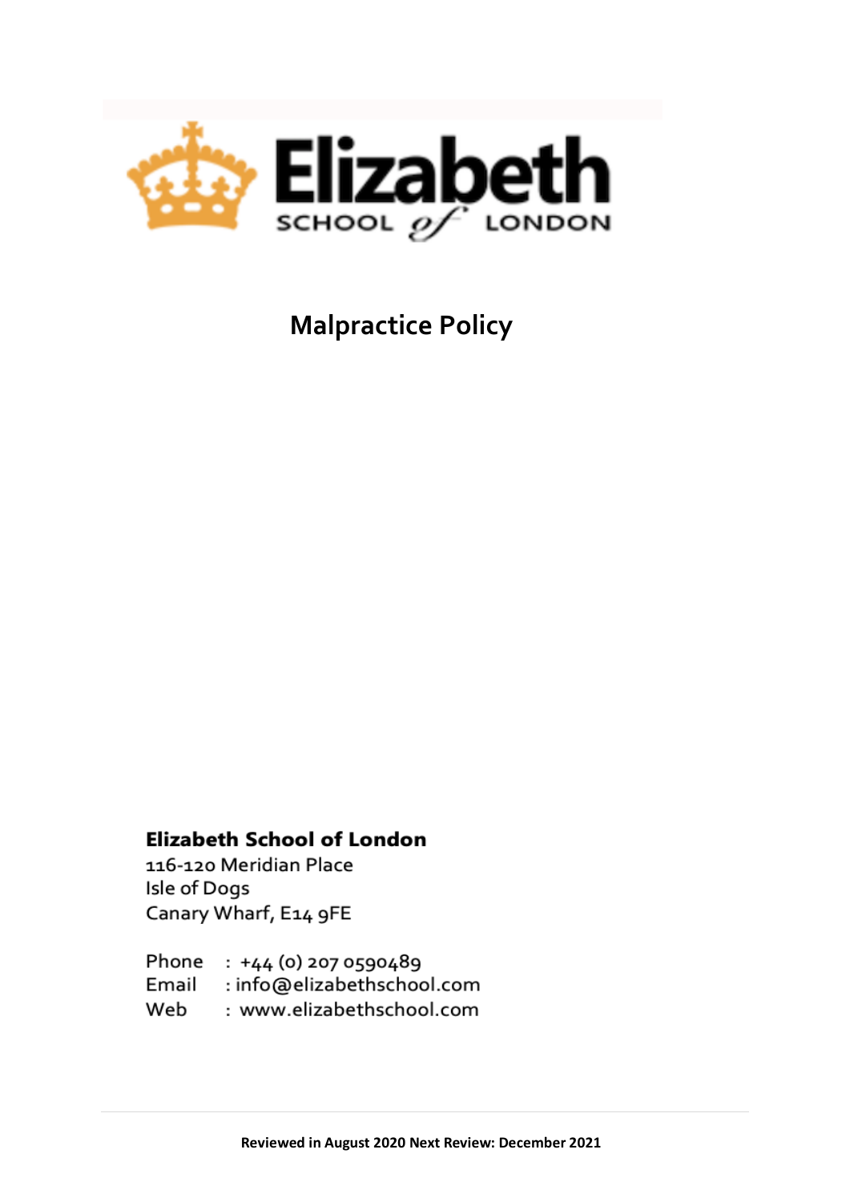Elizabeth SCHOOL of LONDON

# Malpractice Policy

**Elizabeth School of London**

116-120 Meridian Place
Isle of Dogs
Canary Wharf, E14 9FE

Phone : +44 (0) 207 0590489
Email : info@elizabethschool.com
Web : www.elizabethschool.com

**Reviewed in August 2020 Next Review: December 2021**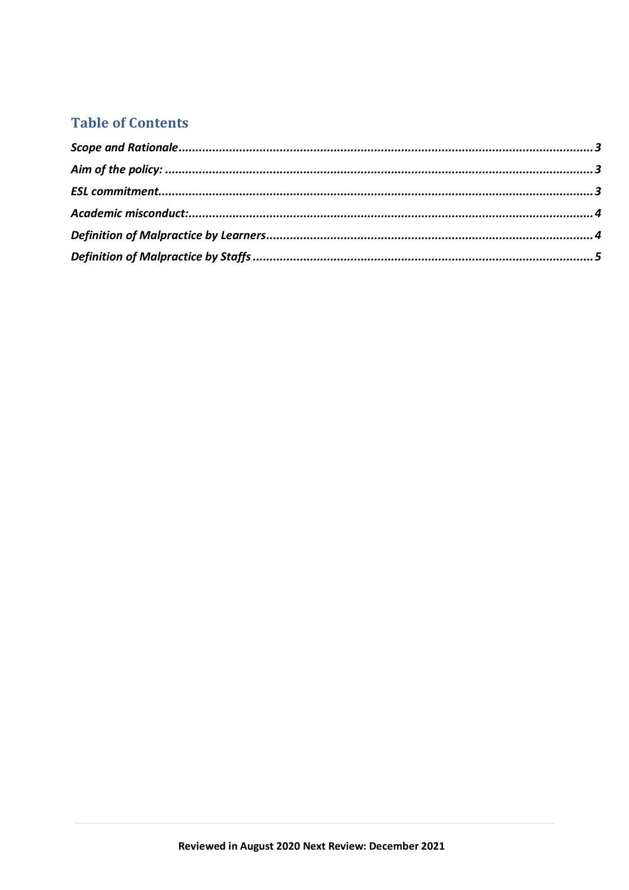## Table of Contents

*Scope and Rationale* ............................................................ 3

*Aim of the policy:* ............................................................ 3

*ESL commitment* ............................................................ 3

*Academic misconduct:* ............................................................ 4

*Definition of Malpractice by Learners* ............................................................ 4

*Definition of Malpractice by Staffs* ............................................................ 5

**Reviewed in August 2020 Next Review: December 2021**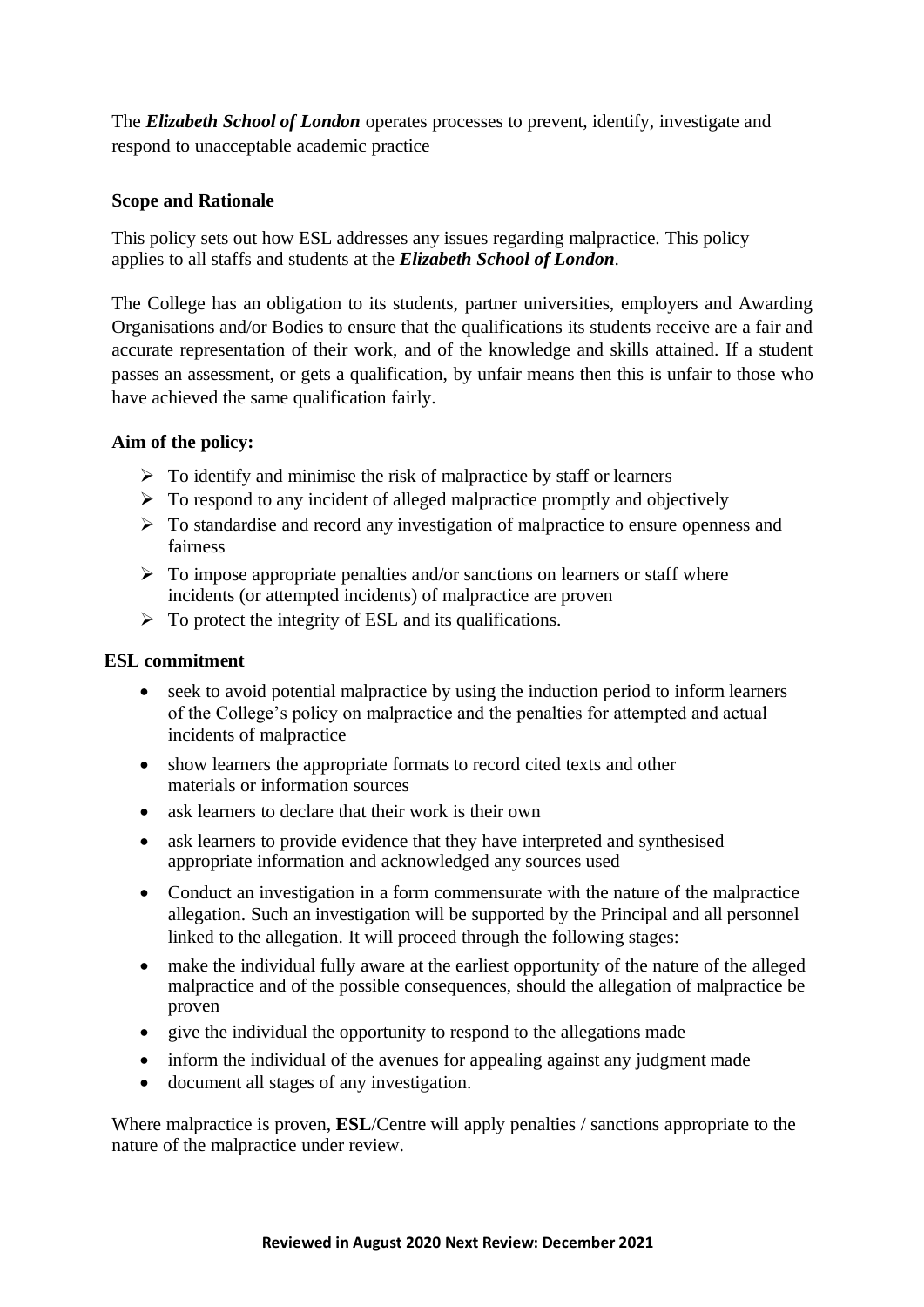The ***Elizabeth School of London*** operates processes to prevent, identify, investigate and respond to unacceptable academic practice

**Scope and Rationale**

This policy sets out how ESL addresses any issues regarding malpractice. This policy applies to all staffs and students at the ***Elizabeth School of London***.

The College has an obligation to its students, partner universities, employers and Awarding Organisations and/or Bodies to ensure that the qualifications its students receive are a fair and accurate representation of their work, and of the knowledge and skills attained. If a student passes an assessment, or gets a qualification, by unfair means then this is unfair to those who have achieved the same qualification fairly.

**Aim of the policy:**

- To identify and minimise the risk of malpractice by staff or learners
- To respond to any incident of alleged malpractice promptly and objectively
- To standardise and record any investigation of malpractice to ensure openness and fairness
- To impose appropriate penalties and/or sanctions on learners or staff where incidents (or attempted incidents) of malpractice are proven
- To protect the integrity of ESL and its qualifications.

**ESL commitment**

- seek to avoid potential malpractice by using the induction period to inform learners of the College's policy on malpractice and the penalties for attempted and actual incidents of malpractice
- show learners the appropriate formats to record cited texts and other materials or information sources
- ask learners to declare that their work is their own
- ask learners to provide evidence that they have interpreted and synthesised appropriate information and acknowledged any sources used
- Conduct an investigation in a form commensurate with the nature of the malpractice allegation. Such an investigation will be supported by the Principal and all personnel linked to the allegation. It will proceed through the following stages:
- make the individual fully aware at the earliest opportunity of the nature of the alleged malpractice and of the possible consequences, should the allegation of malpractice be proven
- give the individual the opportunity to respond to the allegations made
- inform the individual of the avenues for appealing against any judgment made
- document all stages of any investigation.

Where malpractice is proven, **ESL**/Centre will apply penalties / sanctions appropriate to the nature of the malpractice under review.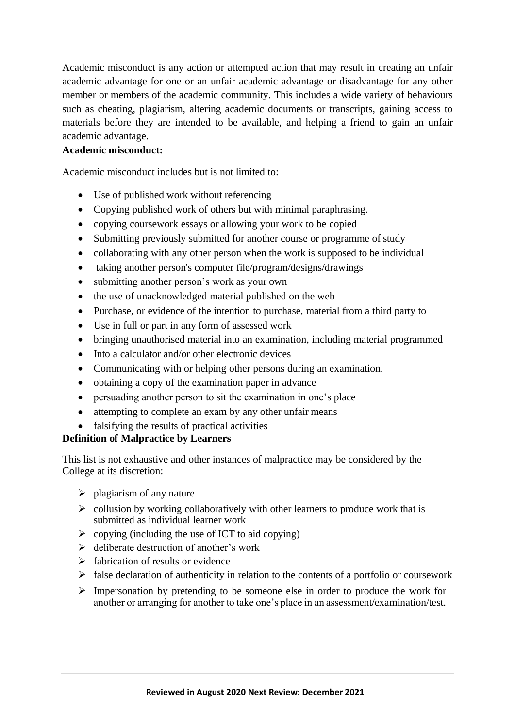Academic misconduct is any action or attempted action that may result in creating an unfair academic advantage for one or an unfair academic advantage or disadvantage for any other member or members of the academic community. This includes a wide variety of behaviours such as cheating, plagiarism, altering academic documents or transcripts, gaining access to materials before they are intended to be available, and helping a friend to gain an unfair academic advantage.

**Academic misconduct:**

Academic misconduct includes but is not limited to:

- Use of published work without referencing
- Copying published work of others but with minimal paraphrasing.
- copying coursework essays or allowing your work to be copied
- Submitting previously submitted for another course or programme of study
- collaborating with any other person when the work is supposed to be individual
- taking another person's computer file/program/designs/drawings
- submitting another person's work as your own
- the use of unacknowledged material published on the web
- Purchase, or evidence of the intention to purchase, material from a third party to
- Use in full or part in any form of assessed work
- bringing unauthorised material into an examination, including material programmed
- Into a calculator and/or other electronic devices
- Communicating with or helping other persons during an examination.
- obtaining a copy of the examination paper in advance
- persuading another person to sit the examination in one's place
- attempting to complete an exam by any other unfair means
- falsifying the results of practical activities

**Definition of Malpractice by Learners**

This list is not exhaustive and other instances of malpractice may be considered by the College at its discretion:

- plagiarism of any nature
- collusion by working collaboratively with other learners to produce work that is submitted as individual learner work
- copying (including the use of ICT to aid copying)
- deliberate destruction of another's work
- fabrication of results or evidence
- false declaration of authenticity in relation to the contents of a portfolio or coursework
- Impersonation by pretending to be someone else in order to produce the work for another or arranging for another to take one's place in an assessment/examination/test.

**Reviewed in August 2020 Next Review: December 2021**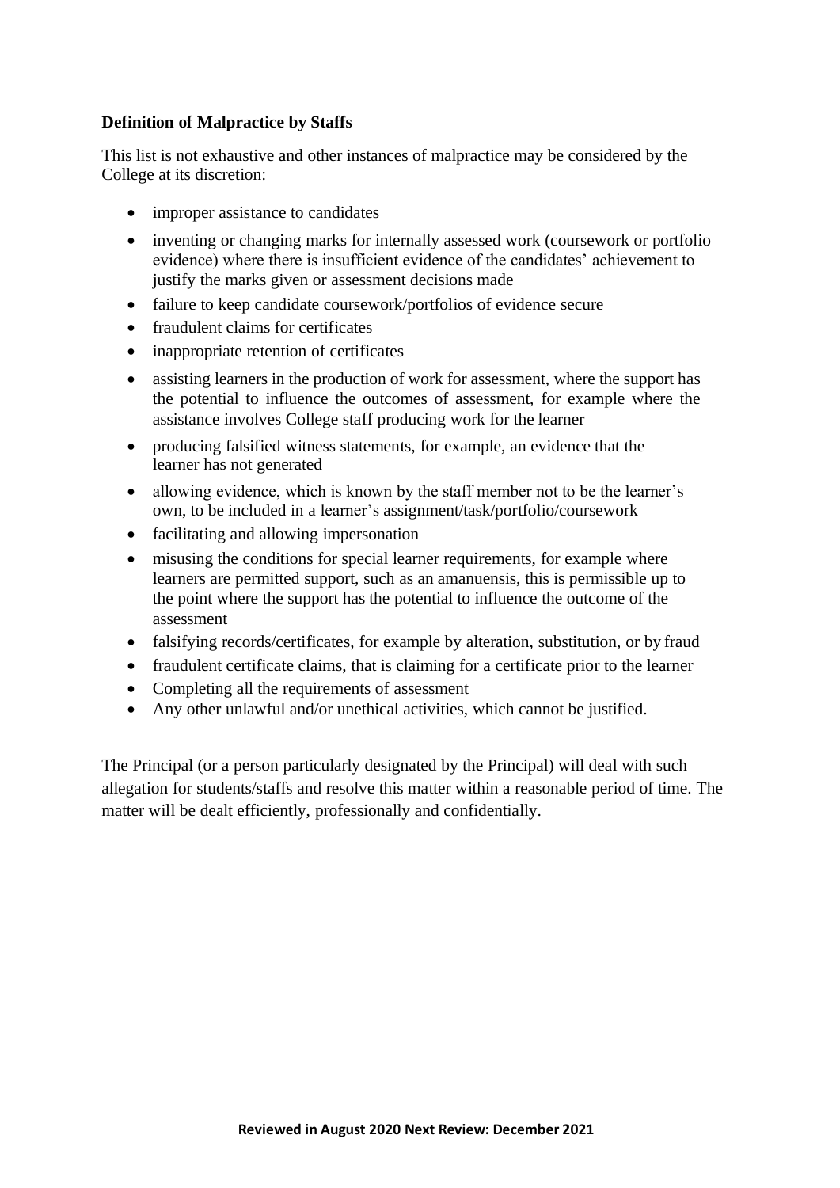**Definition of Malpractice by Staffs**

This list is not exhaustive and other instances of malpractice may be considered by the College at its discretion:

- improper assistance to candidates
- inventing or changing marks for internally assessed work (coursework or portfolio evidence) where there is insufficient evidence of the candidates' achievement to justify the marks given or assessment decisions made
- failure to keep candidate coursework/portfolios of evidence secure
- fraudulent claims for certificates
- inappropriate retention of certificates
- assisting learners in the production of work for assessment, where the support has the potential to influence the outcomes of assessment, for example where the assistance involves College staff producing work for the learner
- producing falsified witness statements, for example, an evidence that the learner has not generated
- allowing evidence, which is known by the staff member not to be the learner's own, to be included in a learner's assignment/task/portfolio/coursework
- facilitating and allowing impersonation
- misusing the conditions for special learner requirements, for example where learners are permitted support, such as an amanuensis, this is permissible up to the point where the support has the potential to influence the outcome of the assessment
- falsifying records/certificates, for example by alteration, substitution, or by fraud
- fraudulent certificate claims, that is claiming for a certificate prior to the learner
- Completing all the requirements of assessment
- Any other unlawful and/or unethical activities, which cannot be justified.

The Principal (or a person particularly designated by the Principal) will deal with such allegation for students/staffs and resolve this matter within a reasonable period of time. The matter will be dealt efficiently, professionally and confidentially.